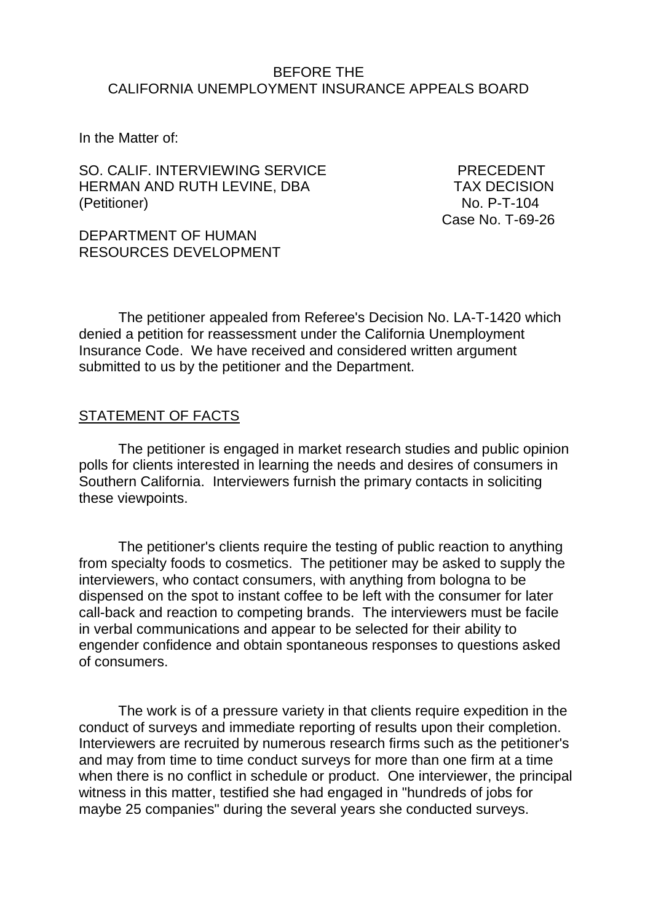BEFORE THE
CALIFORNIA UNEMPLOYMENT INSURANCE APPEALS BOARD

In the Matter of:

SO. CALIF. INTERVIEWING SERVICE
HERMAN AND RUTH LEVINE, DBA
(Petitioner)

PRECEDENT
TAX DECISION
No. P-T-104
Case No. T-69-26

DEPARTMENT OF HUMAN
RESOURCES DEVELOPMENT

The petitioner appealed from Referee's Decision No. LA-T-1420 which denied a petition for reassessment under the California Unemployment Insurance Code. We have received and considered written argument submitted to us by the petitioner and the Department.

## STATEMENT OF FACTS

The petitioner is engaged in market research studies and public opinion polls for clients interested in learning the needs and desires of consumers in Southern California. Interviewers furnish the primary contacts in soliciting these viewpoints.

The petitioner's clients require the testing of public reaction to anything from specialty foods to cosmetics. The petitioner may be asked to supply the interviewers, who contact consumers, with anything from bologna to be dispensed on the spot to instant coffee to be left with the consumer for later call-back and reaction to competing brands. The interviewers must be facile in verbal communications and appear to be selected for their ability to engender confidence and obtain spontaneous responses to questions asked of consumers.

The work is of a pressure variety in that clients require expedition in the conduct of surveys and immediate reporting of results upon their completion. Interviewers are recruited by numerous research firms such as the petitioner's and may from time to time conduct surveys for more than one firm at a time when there is no conflict in schedule or product. One interviewer, the principal witness in this matter, testified she had engaged in "hundreds of jobs for maybe 25 companies" during the several years she conducted surveys.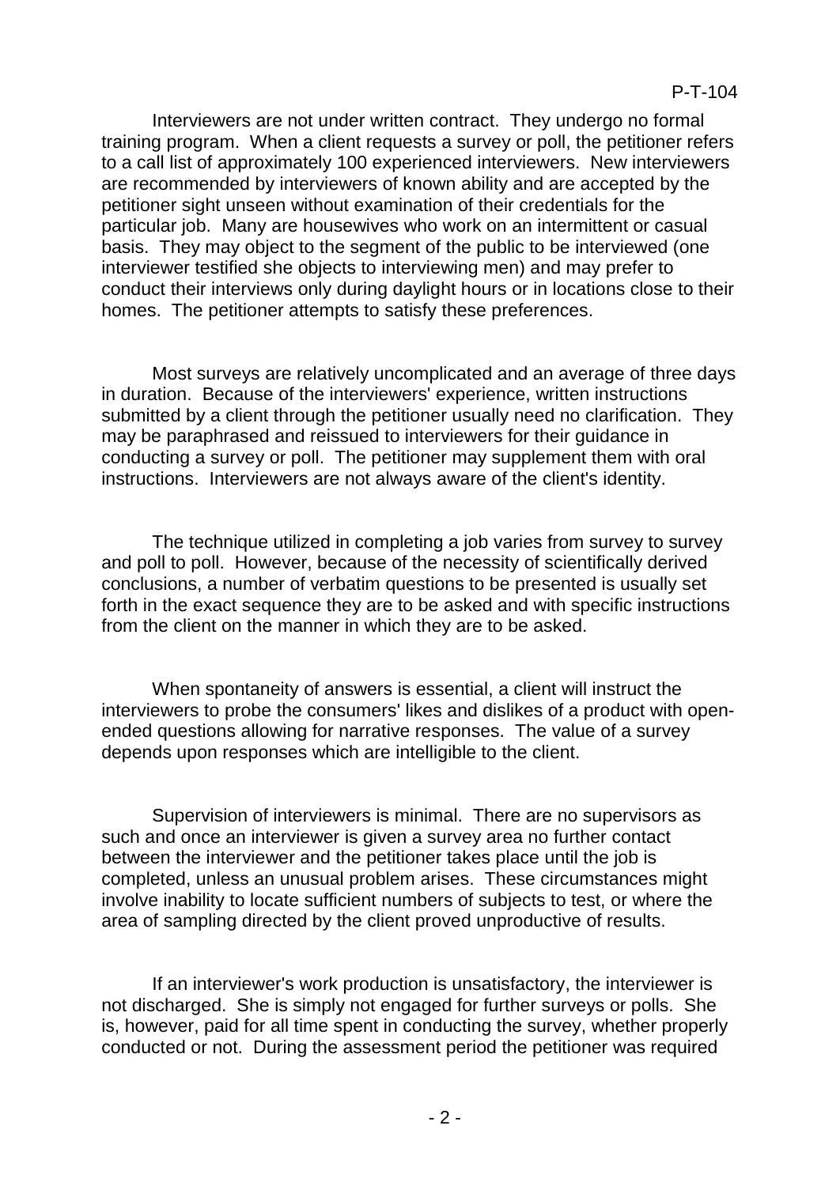Interviewers are not under written contract. They undergo no formal training program. When a client requests a survey or poll, the petitioner refers to a call list of approximately 100 experienced interviewers. New interviewers are recommended by interviewers of known ability and are accepted by the petitioner sight unseen without examination of their credentials for the particular job. Many are housewives who work on an intermittent or casual basis. They may object to the segment of the public to be interviewed (one interviewer testified she objects to interviewing men) and may prefer to conduct their interviews only during daylight hours or in locations close to their homes. The petitioner attempts to satisfy these preferences.

Most surveys are relatively uncomplicated and an average of three days in duration. Because of the interviewers' experience, written instructions submitted by a client through the petitioner usually need no clarification. They may be paraphrased and reissued to interviewers for their guidance in conducting a survey or poll. The petitioner may supplement them with oral instructions. Interviewers are not always aware of the client's identity.

The technique utilized in completing a job varies from survey to survey and poll to poll. However, because of the necessity of scientifically derived conclusions, a number of verbatim questions to be presented is usually set forth in the exact sequence they are to be asked and with specific instructions from the client on the manner in which they are to be asked.

When spontaneity of answers is essential, a client will instruct the interviewers to probe the consumers' likes and dislikes of a product with open-ended questions allowing for narrative responses. The value of a survey depends upon responses which are intelligible to the client.

Supervision of interviewers is minimal. There are no supervisors as such and once an interviewer is given a survey area no further contact between the interviewer and the petitioner takes place until the job is completed, unless an unusual problem arises. These circumstances might involve inability to locate sufficient numbers of subjects to test, or where the area of sampling directed by the client proved unproductive of results.

If an interviewer's work production is unsatisfactory, the interviewer is not discharged. She is simply not engaged for further surveys or polls. She is, however, paid for all time spent in conducting the survey, whether properly conducted or not. During the assessment period the petitioner was required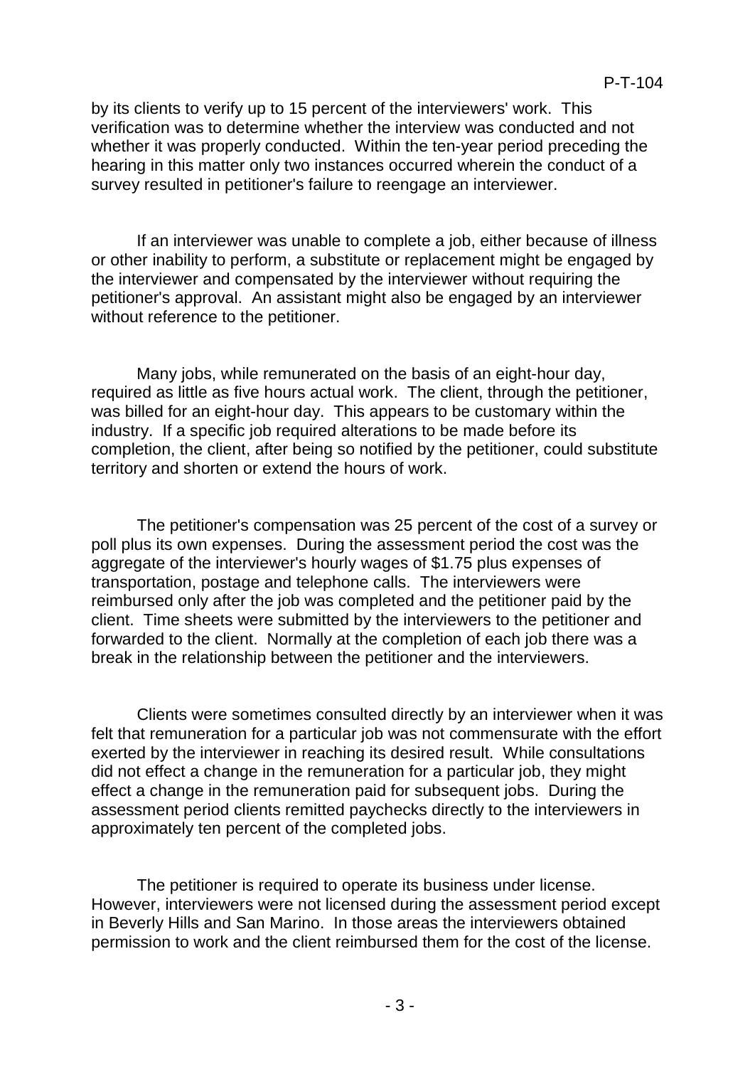by its clients to verify up to 15 percent of the interviewers' work. This verification was to determine whether the interview was conducted and not whether it was properly conducted. Within the ten-year period preceding the hearing in this matter only two instances occurred wherein the conduct of a survey resulted in petitioner's failure to reengage an interviewer.

If an interviewer was unable to complete a job, either because of illness or other inability to perform, a substitute or replacement might be engaged by the interviewer and compensated by the interviewer without requiring the petitioner's approval. An assistant might also be engaged by an interviewer without reference to the petitioner.

Many jobs, while remunerated on the basis of an eight-hour day, required as little as five hours actual work. The client, through the petitioner, was billed for an eight-hour day. This appears to be customary within the industry. If a specific job required alterations to be made before its completion, the client, after being so notified by the petitioner, could substitute territory and shorten or extend the hours of work.

The petitioner's compensation was 25 percent of the cost of a survey or poll plus its own expenses. During the assessment period the cost was the aggregate of the interviewer's hourly wages of $1.75 plus expenses of transportation, postage and telephone calls. The interviewers were reimbursed only after the job was completed and the petitioner paid by the client. Time sheets were submitted by the interviewers to the petitioner and forwarded to the client. Normally at the completion of each job there was a break in the relationship between the petitioner and the interviewers.

Clients were sometimes consulted directly by an interviewer when it was felt that remuneration for a particular job was not commensurate with the effort exerted by the interviewer in reaching its desired result. While consultations did not effect a change in the remuneration for a particular job, they might effect a change in the remuneration paid for subsequent jobs. During the assessment period clients remitted paychecks directly to the interviewers in approximately ten percent of the completed jobs.

The petitioner is required to operate its business under license. However, interviewers were not licensed during the assessment period except in Beverly Hills and San Marino. In those areas the interviewers obtained permission to work and the client reimbursed them for the cost of the license.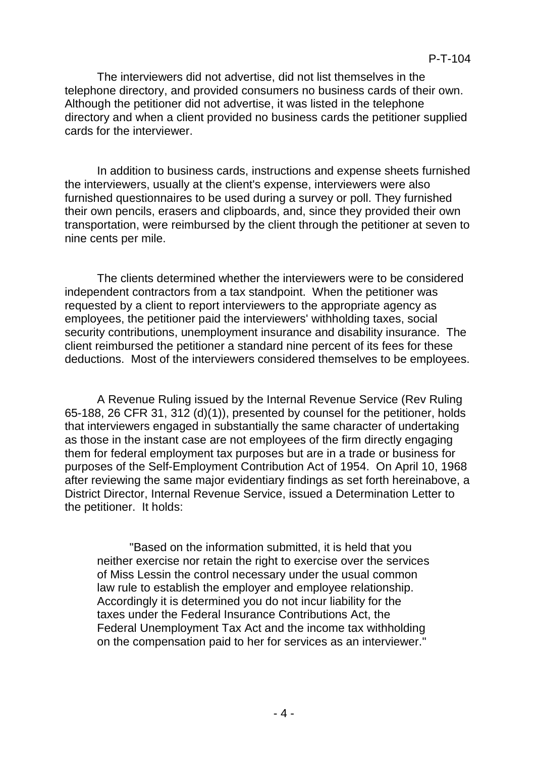The interviewers did not advertise, did not list themselves in the telephone directory, and provided consumers no business cards of their own. Although the petitioner did not advertise, it was listed in the telephone directory and when a client provided no business cards the petitioner supplied cards for the interviewer.

In addition to business cards, instructions and expense sheets furnished the interviewers, usually at the client's expense, interviewers were also furnished questionnaires to be used during a survey or poll. They furnished their own pencils, erasers and clipboards, and, since they provided their own transportation, were reimbursed by the client through the petitioner at seven to nine cents per mile.

The clients determined whether the interviewers were to be considered independent contractors from a tax standpoint. When the petitioner was requested by a client to report interviewers to the appropriate agency as employees, the petitioner paid the interviewers' withholding taxes, social security contributions, unemployment insurance and disability insurance. The client reimbursed the petitioner a standard nine percent of its fees for these deductions. Most of the interviewers considered themselves to be employees.

A Revenue Ruling issued by the Internal Revenue Service (Rev Ruling 65-188, 26 CFR 31, 312 (d)(1)), presented by counsel for the petitioner, holds that interviewers engaged in substantially the same character of undertaking as those in the instant case are not employees of the firm directly engaging them for federal employment tax purposes but are in a trade or business for purposes of the Self-Employment Contribution Act of 1954. On April 10, 1968 after reviewing the same major evidentiary findings as set forth hereinabove, a District Director, Internal Revenue Service, issued a Determination Letter to the petitioner. It holds:

> "Based on the information submitted, it is held that you neither exercise nor retain the right to exercise over the services of Miss Lessin the control necessary under the usual common law rule to establish the employer and employee relationship. Accordingly it is determined you do not incur liability for the taxes under the Federal Insurance Contributions Act, the Federal Unemployment Tax Act and the income tax withholding on the compensation paid to her for services as an interviewer."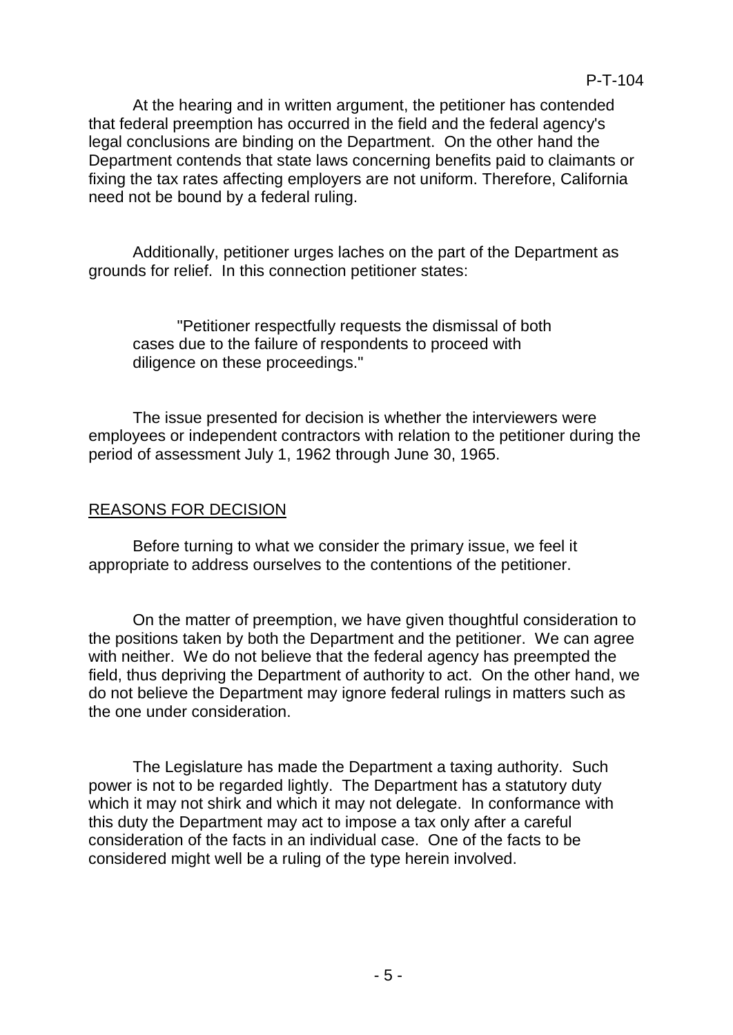At the hearing and in written argument, the petitioner has contended that federal preemption has occurred in the field and the federal agency's legal conclusions are binding on the Department. On the other hand the Department contends that state laws concerning benefits paid to claimants or fixing the tax rates affecting employers are not uniform. Therefore, California need not be bound by a federal ruling.

Additionally, petitioner urges laches on the part of the Department as grounds for relief. In this connection petitioner states:

> "Petitioner respectfully requests the dismissal of both cases due to the failure of respondents to proceed with diligence on these proceedings."

The issue presented for decision is whether the interviewers were employees or independent contractors with relation to the petitioner during the period of assessment July 1, 1962 through June 30, 1965.

## REASONS FOR DECISION

Before turning to what we consider the primary issue, we feel it appropriate to address ourselves to the contentions of the petitioner.

On the matter of preemption, we have given thoughtful consideration to the positions taken by both the Department and the petitioner. We can agree with neither. We do not believe that the federal agency has preempted the field, thus depriving the Department of authority to act. On the other hand, we do not believe the Department may ignore federal rulings in matters such as the one under consideration.

The Legislature has made the Department a taxing authority. Such power is not to be regarded lightly. The Department has a statutory duty which it may not shirk and which it may not delegate. In conformance with this duty the Department may act to impose a tax only after a careful consideration of the facts in an individual case. One of the facts to be considered might well be a ruling of the type herein involved.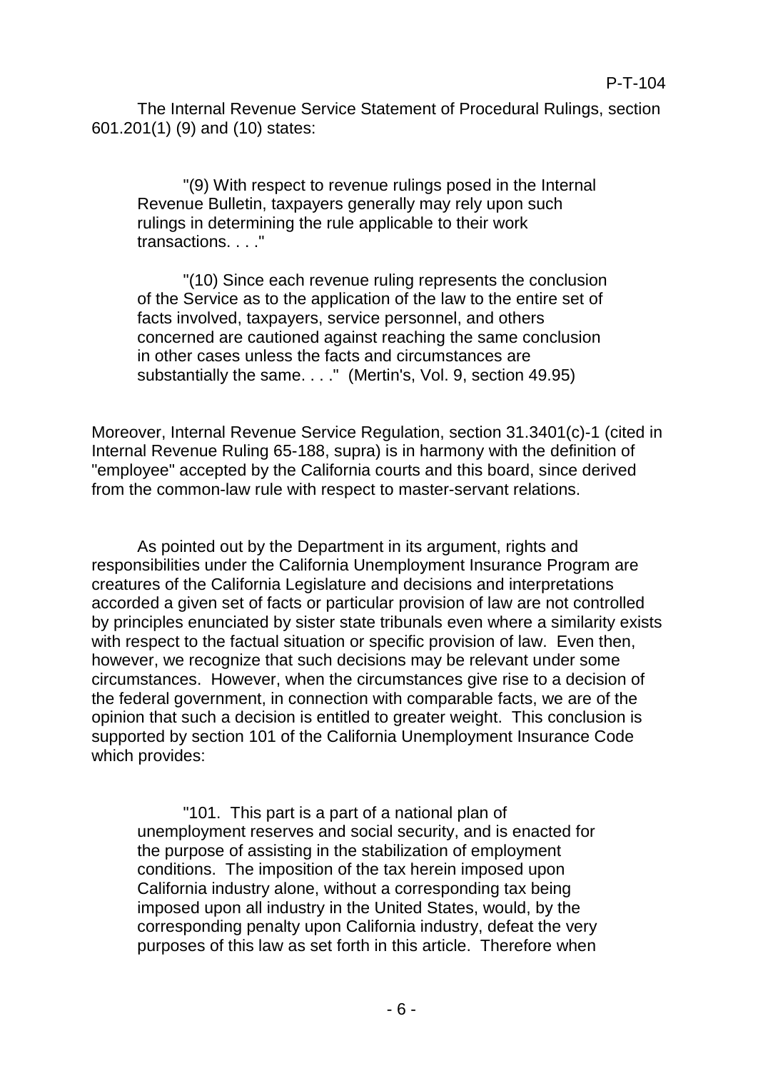The Internal Revenue Service Statement of Procedural Rulings, section 601.201(1) (9) and (10) states:

> "(9) With respect to revenue rulings posed in the Internal Revenue Bulletin, taxpayers generally may rely upon such rulings in determining the rule applicable to their work transactions. . . ."
>
> "(10) Since each revenue ruling represents the conclusion of the Service as to the application of the law to the entire set of facts involved, taxpayers, service personnel, and others concerned are cautioned against reaching the same conclusion in other cases unless the facts and circumstances are substantially the same. . . ." (Mertin's, Vol. 9, section 49.95)

Moreover, Internal Revenue Service Regulation, section 31.3401(c)-1 (cited in Internal Revenue Ruling 65-188, supra) is in harmony with the definition of "employee" accepted by the California courts and this board, since derived from the common-law rule with respect to master-servant relations.

As pointed out by the Department in its argument, rights and responsibilities under the California Unemployment Insurance Program are creatures of the California Legislature and decisions and interpretations accorded a given set of facts or particular provision of law are not controlled by principles enunciated by sister state tribunals even where a similarity exists with respect to the factual situation or specific provision of law. Even then, however, we recognize that such decisions may be relevant under some circumstances. However, when the circumstances give rise to a decision of the federal government, in connection with comparable facts, we are of the opinion that such a decision is entitled to greater weight. This conclusion is supported by section 101 of the California Unemployment Insurance Code which provides:

> "101. This part is a part of a national plan of unemployment reserves and social security, and is enacted for the purpose of assisting in the stabilization of employment conditions. The imposition of the tax herein imposed upon California industry alone, without a corresponding tax being imposed upon all industry in the United States, would, by the corresponding penalty upon California industry, defeat the very purposes of this law as set forth in this article. Therefore when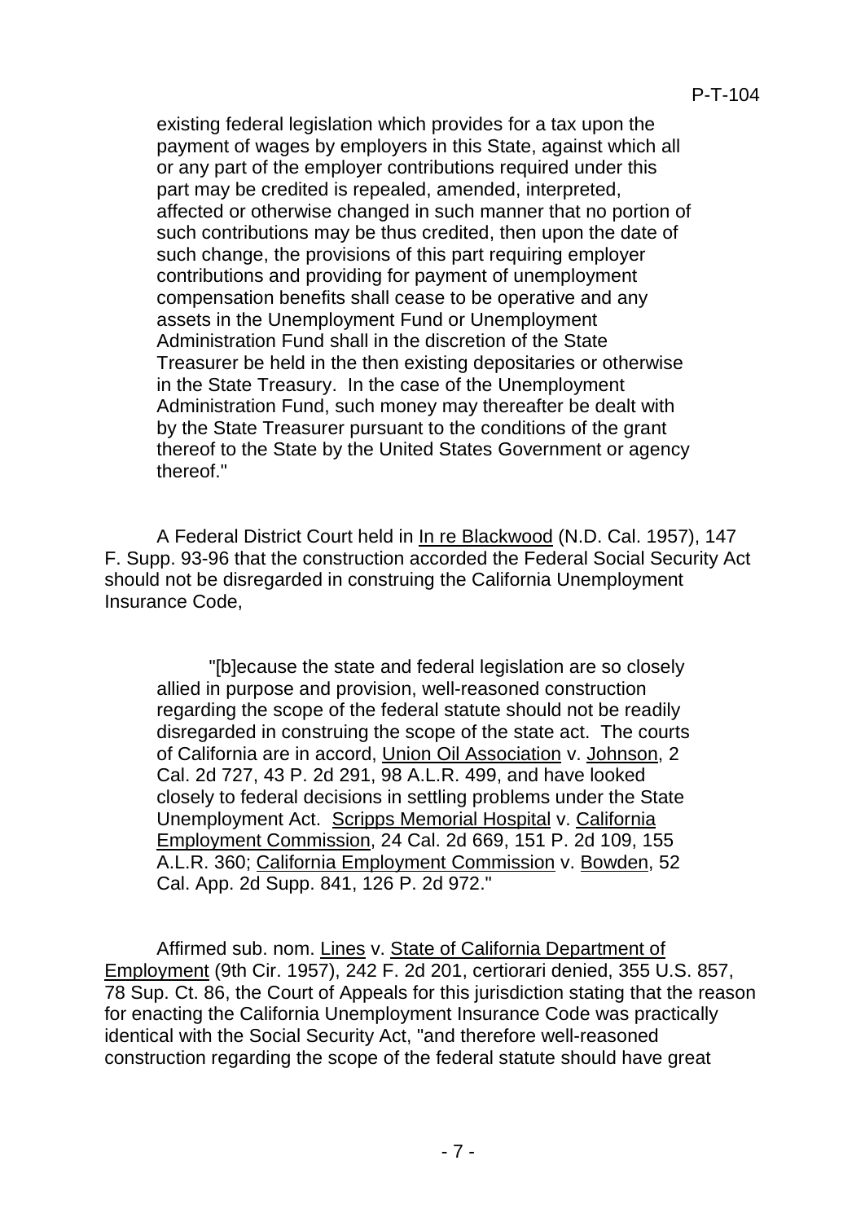existing federal legislation which provides for a tax upon the payment of wages by employers in this State, against which all or any part of the employer contributions required under this part may be credited is repealed, amended, interpreted, affected or otherwise changed in such manner that no portion of such contributions may be thus credited, then upon the date of such change, the provisions of this part requiring employer contributions and providing for payment of unemployment compensation benefits shall cease to be operative and any assets in the Unemployment Fund or Unemployment Administration Fund shall in the discretion of the State Treasurer be held in the then existing depositaries or otherwise in the State Treasury. In the case of the Unemployment Administration Fund, such money may thereafter be dealt with by the State Treasurer pursuant to the conditions of the grant thereof to the State by the United States Government or agency thereof."

A Federal District Court held in In re Blackwood (N.D. Cal. 1957), 147 F. Supp. 93-96 that the construction accorded the Federal Social Security Act should not be disregarded in construing the California Unemployment Insurance Code,

> "[b]ecause the state and federal legislation are so closely allied in purpose and provision, well-reasoned construction regarding the scope of the federal statute should not be readily disregarded in construing the scope of the state act. The courts of California are in accord, Union Oil Association v. Johnson, 2 Cal. 2d 727, 43 P. 2d 291, 98 A.L.R. 499, and have looked closely to federal decisions in settling problems under the State Unemployment Act. Scripps Memorial Hospital v. California Employment Commission, 24 Cal. 2d 669, 151 P. 2d 109, 155 A.L.R. 360; California Employment Commission v. Bowden, 52 Cal. App. 2d Supp. 841, 126 P. 2d 972."

Affirmed sub. nom. Lines v. State of California Department of Employment (9th Cir. 1957), 242 F. 2d 201, certiorari denied, 355 U.S. 857, 78 Sup. Ct. 86, the Court of Appeals for this jurisdiction stating that the reason for enacting the California Unemployment Insurance Code was practically identical with the Social Security Act, "and therefore well-reasoned construction regarding the scope of the federal statute should have great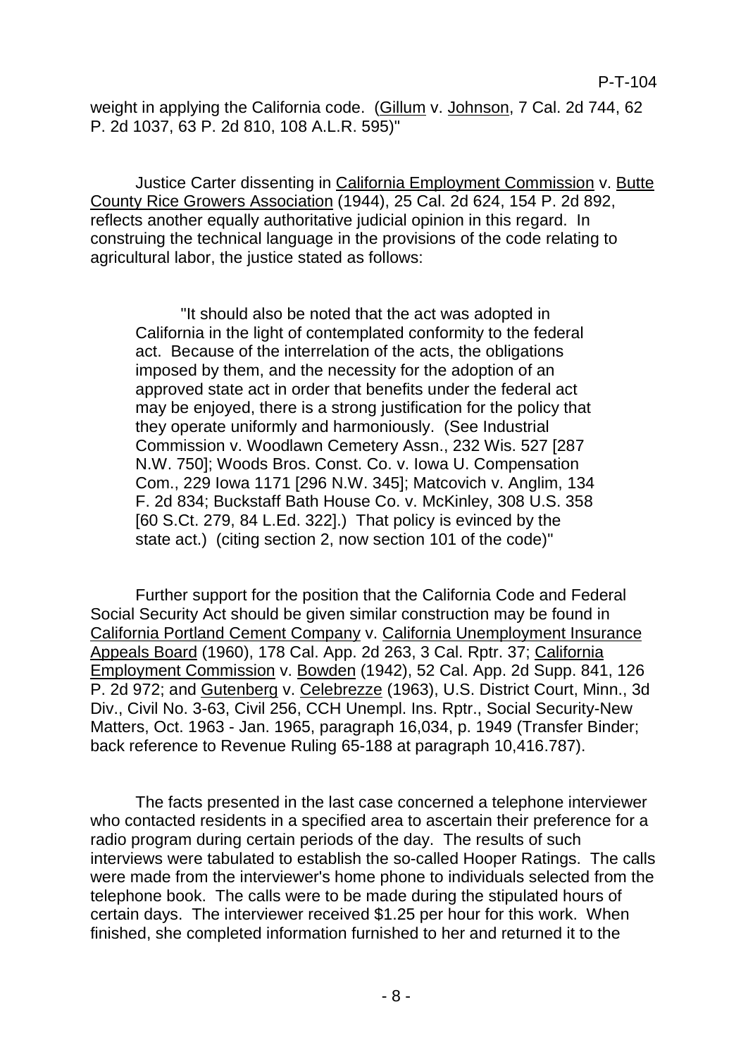weight in applying the California code. (Gillum v. Johnson, 7 Cal. 2d 744, 62 P. 2d 1037, 63 P. 2d 810, 108 A.L.R. 595)"

Justice Carter dissenting in California Employment Commission v. Butte County Rice Growers Association (1944), 25 Cal. 2d 624, 154 P. 2d 892, reflects another equally authoritative judicial opinion in this regard. In construing the technical language in the provisions of the code relating to agricultural labor, the justice stated as follows:

> "It should also be noted that the act was adopted in California in the light of contemplated conformity to the federal act. Because of the interrelation of the acts, the obligations imposed by them, and the necessity for the adoption of an approved state act in order that benefits under the federal act may be enjoyed, there is a strong justification for the policy that they operate uniformly and harmoniously. (See Industrial Commission v. Woodlawn Cemetery Assn., 232 Wis. 527 [287 N.W. 750]; Woods Bros. Const. Co. v. Iowa U. Compensation Com., 229 Iowa 1171 [296 N.W. 345]; Matcovich v. Anglim, 134 F. 2d 834; Buckstaff Bath House Co. v. McKinley, 308 U.S. 358 [60 S.Ct. 279, 84 L.Ed. 322].) That policy is evinced by the state act.) (citing section 2, now section 101 of the code)"

Further support for the position that the California Code and Federal Social Security Act should be given similar construction may be found in California Portland Cement Company v. California Unemployment Insurance Appeals Board (1960), 178 Cal. App. 2d 263, 3 Cal. Rptr. 37; California Employment Commission v. Bowden (1942), 52 Cal. App. 2d Supp. 841, 126 P. 2d 972; and Gutenberg v. Celebrezze (1963), U.S. District Court, Minn., 3d Div., Civil No. 3-63, Civil 256, CCH Unempl. Ins. Rptr., Social Security-New Matters, Oct. 1963 - Jan. 1965, paragraph 16,034, p. 1949 (Transfer Binder; back reference to Revenue Ruling 65-188 at paragraph 10,416.787).

The facts presented in the last case concerned a telephone interviewer who contacted residents in a specified area to ascertain their preference for a radio program during certain periods of the day. The results of such interviews were tabulated to establish the so-called Hooper Ratings. The calls were made from the interviewer's home phone to individuals selected from the telephone book. The calls were to be made during the stipulated hours of certain days. The interviewer received $1.25 per hour for this work. When finished, she completed information furnished to her and returned it to the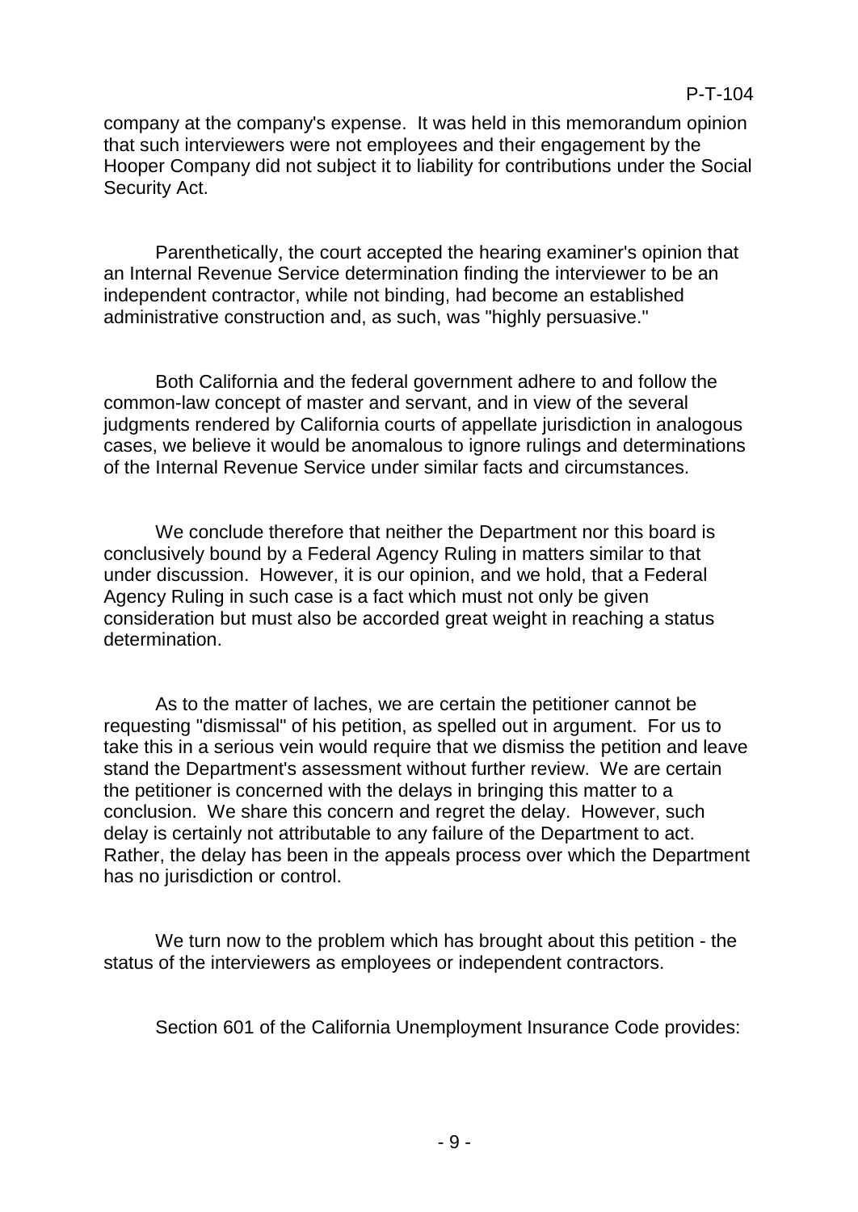company at the company's expense. It was held in this memorandum opinion that such interviewers were not employees and their engagement by the Hooper Company did not subject it to liability for contributions under the Social Security Act.

Parenthetically, the court accepted the hearing examiner's opinion that an Internal Revenue Service determination finding the interviewer to be an independent contractor, while not binding, had become an established administrative construction and, as such, was "highly persuasive."

Both California and the federal government adhere to and follow the common-law concept of master and servant, and in view of the several judgments rendered by California courts of appellate jurisdiction in analogous cases, we believe it would be anomalous to ignore rulings and determinations of the Internal Revenue Service under similar facts and circumstances.

We conclude therefore that neither the Department nor this board is conclusively bound by a Federal Agency Ruling in matters similar to that under discussion. However, it is our opinion, and we hold, that a Federal Agency Ruling in such case is a fact which must not only be given consideration but must also be accorded great weight in reaching a status determination.

As to the matter of laches, we are certain the petitioner cannot be requesting "dismissal" of his petition, as spelled out in argument. For us to take this in a serious vein would require that we dismiss the petition and leave stand the Department's assessment without further review. We are certain the petitioner is concerned with the delays in bringing this matter to a conclusion. We share this concern and regret the delay. However, such delay is certainly not attributable to any failure of the Department to act. Rather, the delay has been in the appeals process over which the Department has no jurisdiction or control.

We turn now to the problem which has brought about this petition - the status of the interviewers as employees or independent contractors.

Section 601 of the California Unemployment Insurance Code provides: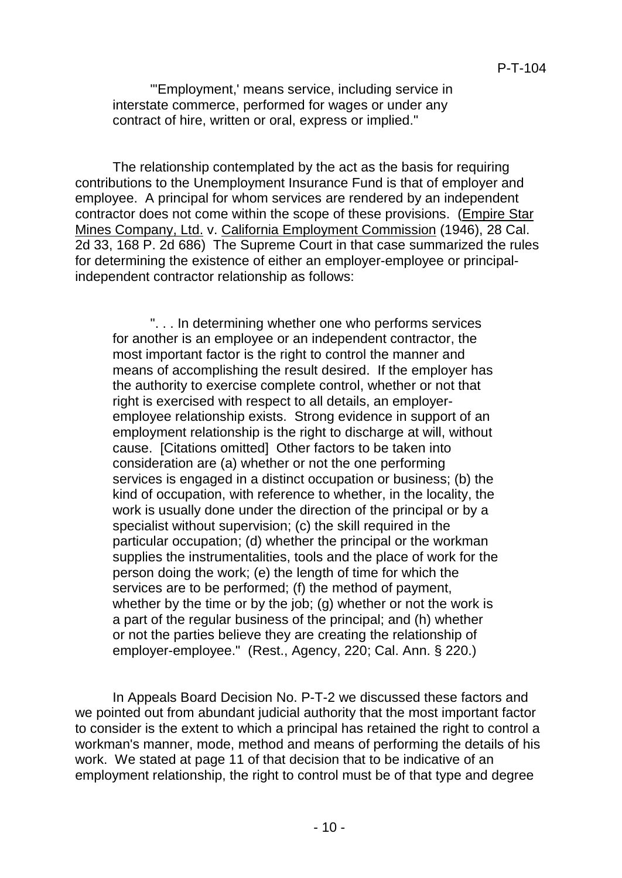> "'Employment,' means service, including service in interstate commerce, performed for wages or under any contract of hire, written or oral, express or implied."

The relationship contemplated by the act as the basis for requiring contributions to the Unemployment Insurance Fund is that of employer and employee. A principal for whom services are rendered by an independent contractor does not come within the scope of these provisions. (Empire Star Mines Company, Ltd. v. California Employment Commission (1946), 28 Cal. 2d 33, 168 P. 2d 686) The Supreme Court in that case summarized the rules for determining the existence of either an employer-employee or principal-independent contractor relationship as follows:

> ". . . In determining whether one who performs services for another is an employee or an independent contractor, the most important factor is the right to control the manner and means of accomplishing the result desired. If the employer has the authority to exercise complete control, whether or not that right is exercised with respect to all details, an employer-employee relationship exists. Strong evidence in support of an employment relationship is the right to discharge at will, without cause. [Citations omitted] Other factors to be taken into consideration are (a) whether or not the one performing services is engaged in a distinct occupation or business; (b) the kind of occupation, with reference to whether, in the locality, the work is usually done under the direction of the principal or by a specialist without supervision; (c) the skill required in the particular occupation; (d) whether the principal or the workman supplies the instrumentalities, tools and the place of work for the person doing the work; (e) the length of time for which the services are to be performed; (f) the method of payment, whether by the time or by the job; (g) whether or not the work is a part of the regular business of the principal; and (h) whether or not the parties believe they are creating the relationship of employer-employee." (Rest., Agency, 220; Cal. Ann. § 220.)

In Appeals Board Decision No. P-T-2 we discussed these factors and we pointed out from abundant judicial authority that the most important factor to consider is the extent to which a principal has retained the right to control a workman's manner, mode, method and means of performing the details of his work. We stated at page 11 of that decision that to be indicative of an employment relationship, the right to control must be of that type and degree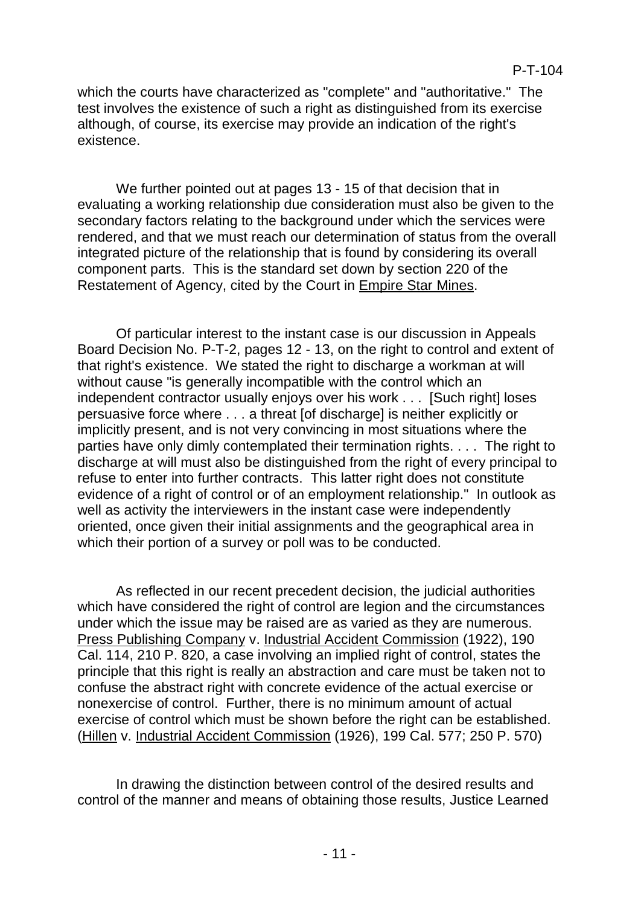which the courts have characterized as "complete" and "authoritative." The test involves the existence of such a right as distinguished from its exercise although, of course, its exercise may provide an indication of the right's existence.

We further pointed out at pages 13 - 15 of that decision that in evaluating a working relationship due consideration must also be given to the secondary factors relating to the background under which the services were rendered, and that we must reach our determination of status from the overall integrated picture of the relationship that is found by considering its overall component parts. This is the standard set down by section 220 of the Restatement of Agency, cited by the Court in Empire Star Mines.

Of particular interest to the instant case is our discussion in Appeals Board Decision No. P-T-2, pages 12 - 13, on the right to control and extent of that right's existence. We stated the right to discharge a workman at will without cause "is generally incompatible with the control which an independent contractor usually enjoys over his work . . . [Such right] loses persuasive force where . . . a threat [of discharge] is neither explicitly or implicitly present, and is not very convincing in most situations where the parties have only dimly contemplated their termination rights. . . . The right to discharge at will must also be distinguished from the right of every principal to refuse to enter into further contracts. This latter right does not constitute evidence of a right of control or of an employment relationship." In outlook as well as activity the interviewers in the instant case were independently oriented, once given their initial assignments and the geographical area in which their portion of a survey or poll was to be conducted.

As reflected in our recent precedent decision, the judicial authorities which have considered the right of control are legion and the circumstances under which the issue may be raised are as varied as they are numerous. Press Publishing Company v. Industrial Accident Commission (1922), 190 Cal. 114, 210 P. 820, a case involving an implied right of control, states the principle that this right is really an abstraction and care must be taken not to confuse the abstract right with concrete evidence of the actual exercise or nonexercise of control. Further, there is no minimum amount of actual exercise of control which must be shown before the right can be established. (Hillen v. Industrial Accident Commission (1926), 199 Cal. 577; 250 P. 570)

In drawing the distinction between control of the desired results and control of the manner and means of obtaining those results, Justice Learned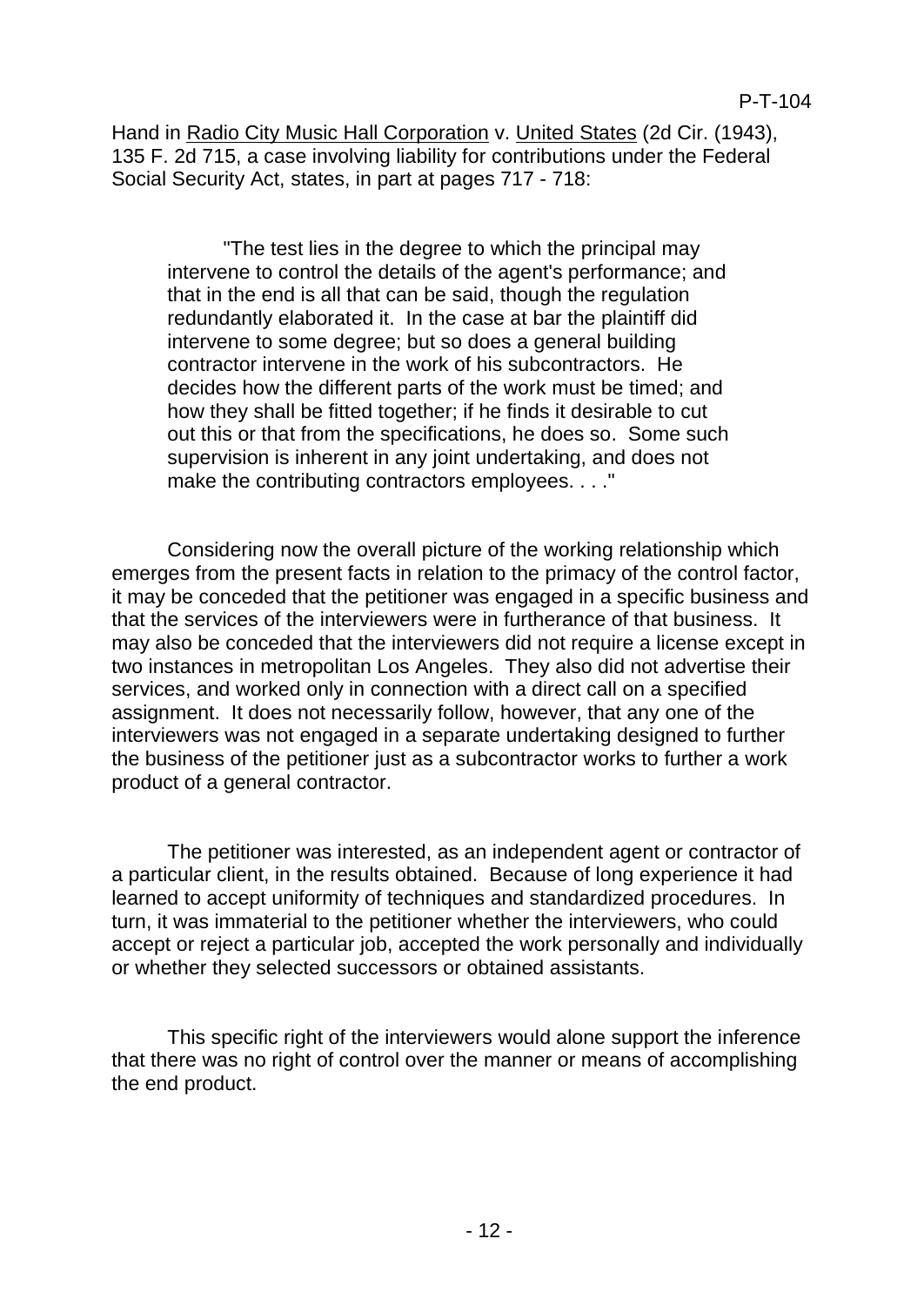Hand in Radio City Music Hall Corporation v. United States (2d Cir. (1943), 135 F. 2d 715, a case involving liability for contributions under the Federal Social Security Act, states, in part at pages 717 - 718:

> "The test lies in the degree to which the principal may intervene to control the details of the agent's performance; and that in the end is all that can be said, though the regulation redundantly elaborated it. In the case at bar the plaintiff did intervene to some degree; but so does a general building contractor intervene in the work of his subcontractors. He decides how the different parts of the work must be timed; and how they shall be fitted together; if he finds it desirable to cut out this or that from the specifications, he does so. Some such supervision is inherent in any joint undertaking, and does not make the contributing contractors employees. . . ."

Considering now the overall picture of the working relationship which emerges from the present facts in relation to the primacy of the control factor, it may be conceded that the petitioner was engaged in a specific business and that the services of the interviewers were in furtherance of that business. It may also be conceded that the interviewers did not require a license except in two instances in metropolitan Los Angeles. They also did not advertise their services, and worked only in connection with a direct call on a specified assignment. It does not necessarily follow, however, that any one of the interviewers was not engaged in a separate undertaking designed to further the business of the petitioner just as a subcontractor works to further a work product of a general contractor.

The petitioner was interested, as an independent agent or contractor of a particular client, in the results obtained. Because of long experience it had learned to accept uniformity of techniques and standardized procedures. In turn, it was immaterial to the petitioner whether the interviewers, who could accept or reject a particular job, accepted the work personally and individually or whether they selected successors or obtained assistants.

This specific right of the interviewers would alone support the inference that there was no right of control over the manner or means of accomplishing the end product.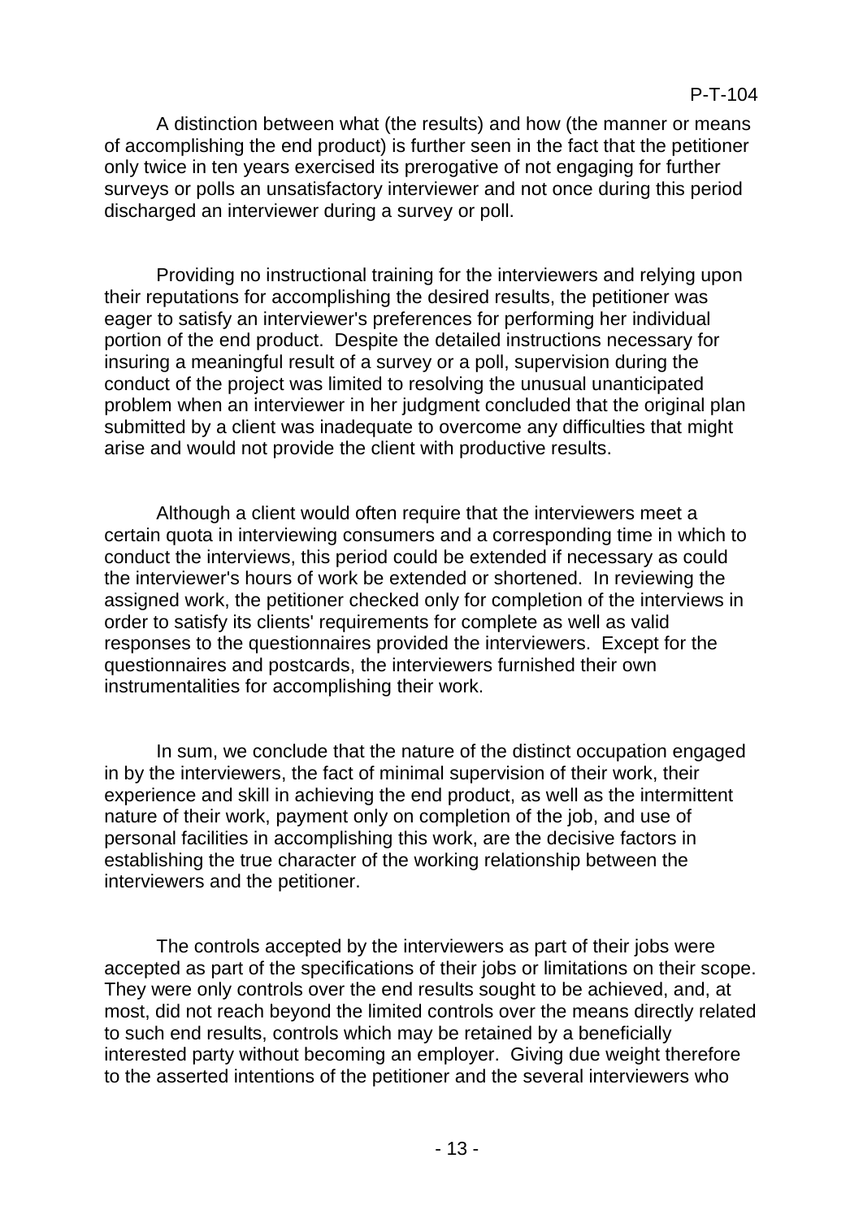A distinction between what (the results) and how (the manner or means of accomplishing the end product) is further seen in the fact that the petitioner only twice in ten years exercised its prerogative of not engaging for further surveys or polls an unsatisfactory interviewer and not once during this period discharged an interviewer during a survey or poll.

Providing no instructional training for the interviewers and relying upon their reputations for accomplishing the desired results, the petitioner was eager to satisfy an interviewer's preferences for performing her individual portion of the end product. Despite the detailed instructions necessary for insuring a meaningful result of a survey or a poll, supervision during the conduct of the project was limited to resolving the unusual unanticipated problem when an interviewer in her judgment concluded that the original plan submitted by a client was inadequate to overcome any difficulties that might arise and would not provide the client with productive results.

Although a client would often require that the interviewers meet a certain quota in interviewing consumers and a corresponding time in which to conduct the interviews, this period could be extended if necessary as could the interviewer's hours of work be extended or shortened. In reviewing the assigned work, the petitioner checked only for completion of the interviews in order to satisfy its clients' requirements for complete as well as valid responses to the questionnaires provided the interviewers. Except for the questionnaires and postcards, the interviewers furnished their own instrumentalities for accomplishing their work.

In sum, we conclude that the nature of the distinct occupation engaged in by the interviewers, the fact of minimal supervision of their work, their experience and skill in achieving the end product, as well as the intermittent nature of their work, payment only on completion of the job, and use of personal facilities in accomplishing this work, are the decisive factors in establishing the true character of the working relationship between the interviewers and the petitioner.

The controls accepted by the interviewers as part of their jobs were accepted as part of the specifications of their jobs or limitations on their scope. They were only controls over the end results sought to be achieved, and, at most, did not reach beyond the limited controls over the means directly related to such end results, controls which may be retained by a beneficially interested party without becoming an employer. Giving due weight therefore to the asserted intentions of the petitioner and the several interviewers who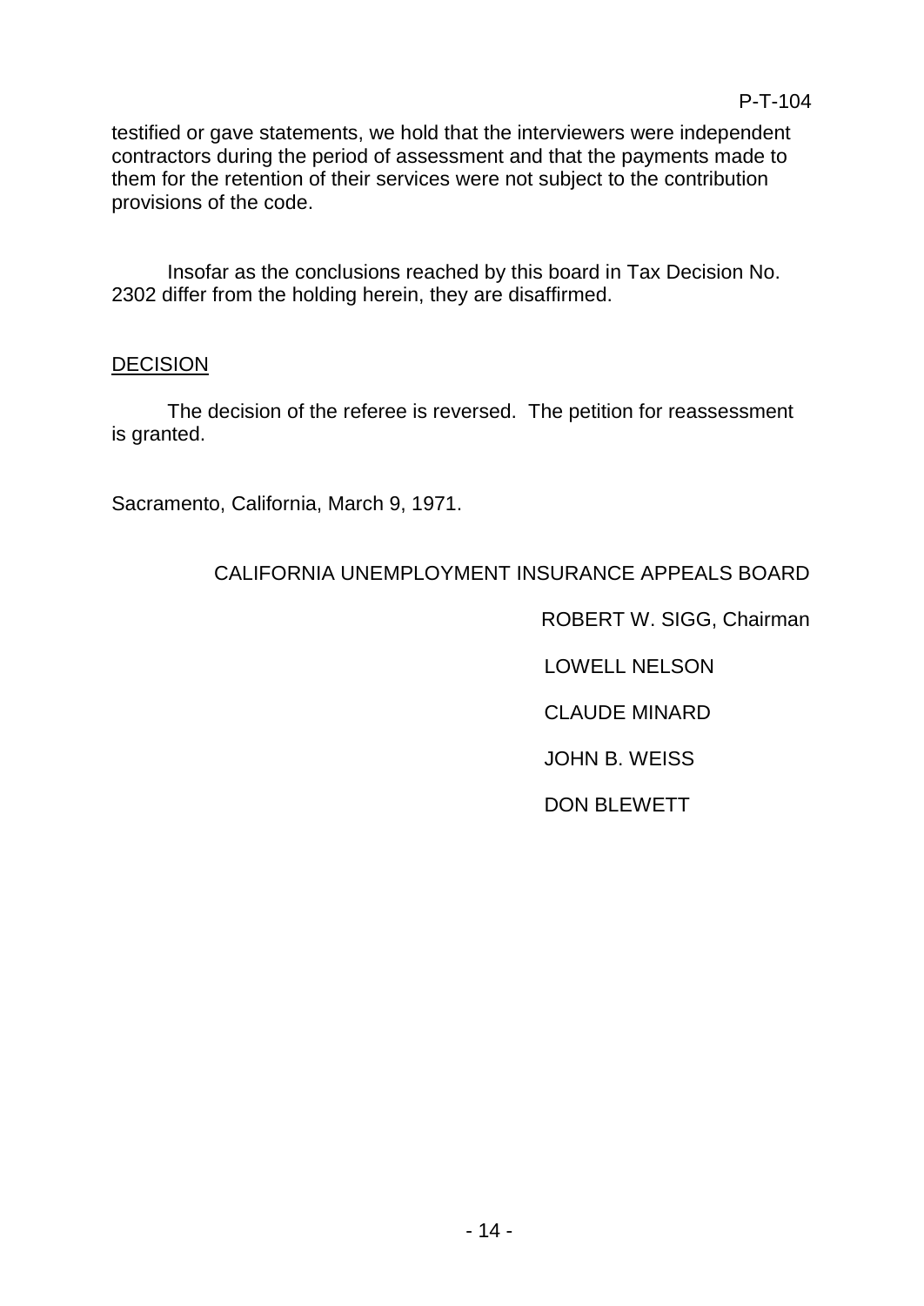testified or gave statements, we hold that the interviewers were independent contractors during the period of assessment and that the payments made to them for the retention of their services were not subject to the contribution provisions of the code.

Insofar as the conclusions reached by this board in Tax Decision No. 2302 differ from the holding herein, they are disaffirmed.

DECISION

The decision of the referee is reversed. The petition for reassessment is granted.

Sacramento, California, March 9, 1971.

CALIFORNIA UNEMPLOYMENT INSURANCE APPEALS BOARD

ROBERT W. SIGG, Chairman

LOWELL NELSON

CLAUDE MINARD

JOHN B. WEISS

DON BLEWETT